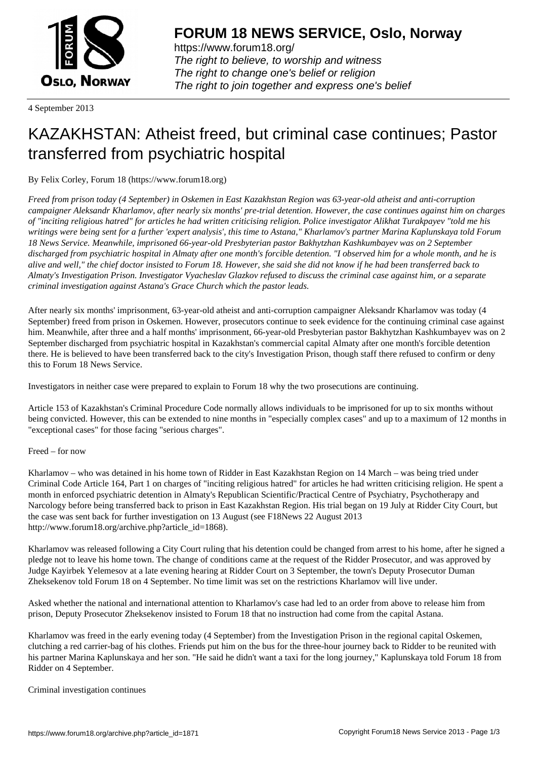# FORUM 18 NEWS SERVICE, Oslo, Norway

https://www.forum18.org/
*The right to believe, to worship and witness*
*The right to change one's belief or religion*
*The right to join together and express one's belief*

4 September 2013

# KAZAKHSTAN: Atheist freed, but criminal case continues; Pastor transferred from psychiatric hospital

By Felix Corley, Forum 18 (https://www.forum18.org)

*Freed from prison today (4 September) in Oskemen in East Kazakhstan Region was 63-year-old atheist and anti-corruption campaigner Aleksandr Kharlamov, after nearly six months' pre-trial detention. However, the case continues against him on charges of "inciting religious hatred" for articles he had written criticising religion. Police investigator Alikhat Turakpayev "told me his writings were being sent for a further 'expert analysis', this time to Astana," Kharlamov's partner Marina Kaplunskaya told Forum 18 News Service. Meanwhile, imprisoned 66-year-old Presbyterian pastor Bakhytzhan Kashkumbayev was on 2 September discharged from psychiatric hospital in Almaty after one month's forcible detention. "I observed him for a whole month, and he is alive and well," the chief doctor insisted to Forum 18. However, she said she did not know if he had been transferred back to Almaty's Investigation Prison. Investigator Vyacheslav Glazkov refused to discuss the criminal case against him, or a separate criminal investigation against Astana's Grace Church which the pastor leads.*

After nearly six months' imprisonment, 63-year-old atheist and anti-corruption campaigner Aleksandr Kharlamov was today (4 September) freed from prison in Oskemen. However, prosecutors continue to seek evidence for the continuing criminal case against him. Meanwhile, after three and a half months' imprisonment, 66-year-old Presbyterian pastor Bakhytzhan Kashkumbayev was on 2 September discharged from psychiatric hospital in Kazakhstan's commercial capital Almaty after one month's forcible detention there. He is believed to have been transferred back to the city's Investigation Prison, though staff there refused to confirm or deny this to Forum 18 News Service.

Investigators in neither case were prepared to explain to Forum 18 why the two prosecutions are continuing.

Article 153 of Kazakhstan's Criminal Procedure Code normally allows individuals to be imprisoned for up to six months without being convicted. However, this can be extended to nine months in "especially complex cases" and up to a maximum of 12 months in "exceptional cases" for those facing "serious charges".

Freed – for now

Kharlamov – who was detained in his home town of Ridder in East Kazakhstan Region on 14 March – was being tried under Criminal Code Article 164, Part 1 on charges of "inciting religious hatred" for articles he had written criticising religion. He spent a month in enforced psychiatric detention in Almaty's Republican Scientific/Practical Centre of Psychiatry, Psychotherapy and Narcology before being transferred back to prison in East Kazakhstan Region. His trial began on 19 July at Ridder City Court, but the case was sent back for further investigation on 13 August (see F18News 22 August 2013 http://www.forum18.org/archive.php?article_id=1868).

Kharlamov was released following a City Court ruling that his detention could be changed from arrest to his home, after he signed a pledge not to leave his home town. The change of conditions came at the request of the Ridder Prosecutor, and was approved by Judge Kayirbek Yelemesov at a late evening hearing at Ridder Court on 3 September, the town's Deputy Prosecutor Duman Zheksekenov told Forum 18 on 4 September. No time limit was set on the restrictions Kharlamov will live under.

Asked whether the national and international attention to Kharlamov's case had led to an order from above to release him from prison, Deputy Prosecutor Zheksekenov insisted to Forum 18 that no instruction had come from the capital Astana.

Kharlamov was freed in the early evening today (4 September) from the Investigation Prison in the regional capital Oskemen, clutching a red carrier-bag of his clothes. Friends put him on the bus for the three-hour journey back to Ridder to be reunited with his partner Marina Kaplunskaya and her son. "He said he didn't want a taxi for the long journey," Kaplunskaya told Forum 18 from Ridder on 4 September.

Criminal investigation continues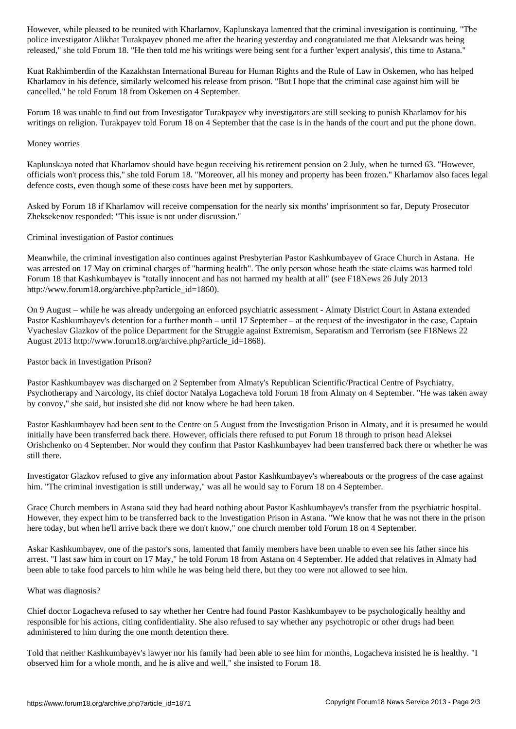However, while pleased to be reunited with Kharlamov, Kaplunskaya lamented that the criminal investigation is continuing. "The police investigator Alikhat Turakpayev phoned me after the hearing yesterday and congratulated me that Aleksandr was being released," she told Forum 18. "He then told me his writings were being sent for a further 'expert analysis', this time to Astana."

Kuat Rakhimberdin of the Kazakhstan International Bureau for Human Rights and the Rule of Law in Oskemen, who has helped Kharlamov in his defence, similarly welcomed his release from prison. "But I hope that the criminal case against him will be cancelled," he told Forum 18 from Oskemen on 4 September.

Forum 18 was unable to find out from Investigator Turakpayev why investigators are still seeking to punish Kharlamov for his writings on religion. Turakpayev told Forum 18 on 4 September that the case is in the hands of the court and put the phone down.

## Money worries

Kaplunskaya noted that Kharlamov should have begun receiving his retirement pension on 2 July, when he turned 63. "However, officials won't process this," she told Forum 18. "Moreover, all his money and property has been frozen." Kharlamov also faces legal defence costs, even though some of these costs have been met by supporters.

Asked by Forum 18 if Kharlamov will receive compensation for the nearly six months' imprisonment so far, Deputy Prosecutor Zheksekenov responded: "This issue is not under discussion."

## Criminal investigation of Pastor continues

Meanwhile, the criminal investigation also continues against Presbyterian Pastor Kashkumbayev of Grace Church in Astana. He was arrested on 17 May on criminal charges of "harming health". The only person whose heath the state claims was harmed told Forum 18 that Kashkumbayev is "totally innocent and has not harmed my health at all" (see F18News 26 July 2013 http://www.forum18.org/archive.php?article_id=1860).

On 9 August – while he was already undergoing an enforced psychiatric assessment - Almaty District Court in Astana extended Pastor Kashkumbayev's detention for a further month – until 17 September – at the request of the investigator in the case, Captain Vyacheslav Glazkov of the police Department for the Struggle against Extremism, Separatism and Terrorism (see F18News 22 August 2013 http://www.forum18.org/archive.php?article_id=1868).

## Pastor back in Investigation Prison?

Pastor Kashkumbayev was discharged on 2 September from Almaty's Republican Scientific/Practical Centre of Psychiatry, Psychotherapy and Narcology, its chief doctor Natalya Logacheva told Forum 18 from Almaty on 4 September. "He was taken away by convoy," she said, but insisted she did not know where he had been taken.

Pastor Kashkumbayev had been sent to the Centre on 5 August from the Investigation Prison in Almaty, and it is presumed he would initially have been transferred back there. However, officials there refused to put Forum 18 through to prison head Aleksei Orishchenko on 4 September. Nor would they confirm that Pastor Kashkumbayev had been transferred back there or whether he was still there.

Investigator Glazkov refused to give any information about Pastor Kashkumbayev's whereabouts or the progress of the case against him. "The criminal investigation is still underway," was all he would say to Forum 18 on 4 September.

Grace Church members in Astana said they had heard nothing about Pastor Kashkumbayev's transfer from the psychiatric hospital. However, they expect him to be transferred back to the Investigation Prison in Astana. "We know that he was not there in the prison here today, but when he'll arrive back there we don't know," one church member told Forum 18 on 4 September.

Askar Kashkumbayev, one of the pastor's sons, lamented that family members have been unable to even see his father since his arrest. "I last saw him in court on 17 May," he told Forum 18 from Astana on 4 September. He added that relatives in Almaty had been able to take food parcels to him while he was being held there, but they too were not allowed to see him.

## What was diagnosis?

Chief doctor Logacheva refused to say whether her Centre had found Pastor Kashkumbayev to be psychologically healthy and responsible for his actions, citing confidentiality. She also refused to say whether any psychotropic or other drugs had been administered to him during the one month detention there.

Told that neither Kashkumbayev's lawyer nor his family had been able to see him for months, Logacheva insisted he is healthy. "I observed him for a whole month, and he is alive and well," she insisted to Forum 18.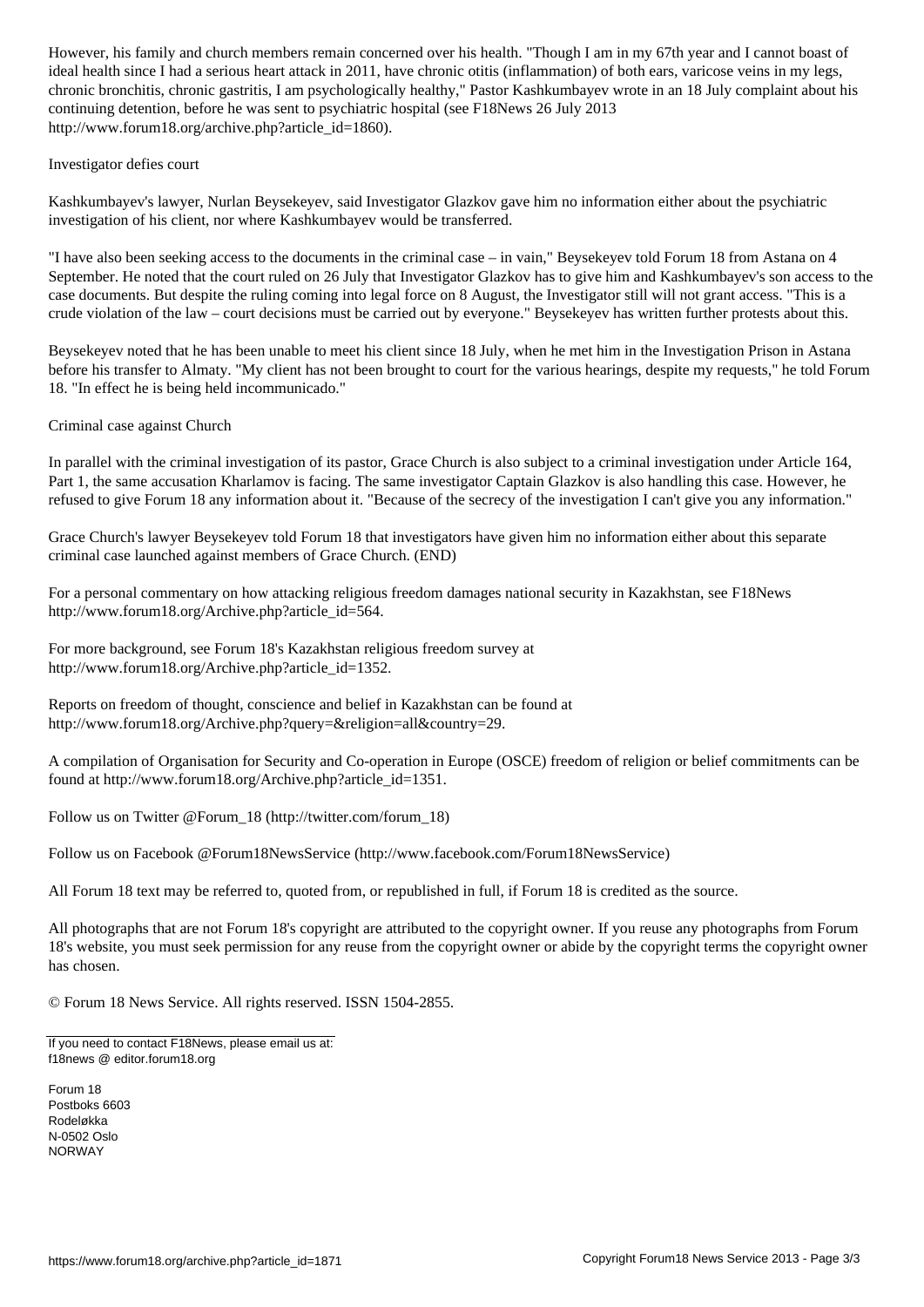However, his family and church members remain concerned over his health. "Though I am in my 67th year and I cannot boast of ideal health since I had a serious heart attack in 2011, have chronic otitis (inflammation) of both ears, varicose veins in my legs, chronic bronchitis, chronic gastritis, I am psychologically healthy," Pastor Kashkumbayev wrote in an 18 July complaint about his continuing detention, before he was sent to psychiatric hospital (see F18News 26 July 2013 http://www.forum18.org/archive.php?article_id=1860).

## Investigator defies court

Kashkumbayev's lawyer, Nurlan Beysekeyev, said Investigator Glazkov gave him no information either about the psychiatric investigation of his client, nor where Kashkumbayev would be transferred.

"I have also been seeking access to the documents in the criminal case – in vain," Beysekeyev told Forum 18 from Astana on 4 September. He noted that the court ruled on 26 July that Investigator Glazkov has to give him and Kashkumbayev's son access to the case documents. But despite the ruling coming into legal force on 8 August, the Investigator still will not grant access. "This is a crude violation of the law – court decisions must be carried out by everyone." Beysekeyev has written further protests about this.

Beysekeyev noted that he has been unable to meet his client since 18 July, when he met him in the Investigation Prison in Astana before his transfer to Almaty. "My client has not been brought to court for the various hearings, despite my requests," he told Forum 18. "In effect he is being held incommunicado."

## Criminal case against Church

In parallel with the criminal investigation of its pastor, Grace Church is also subject to a criminal investigation under Article 164, Part 1, the same accusation Kharlamov is facing. The same investigator Captain Glazkov is also handling this case. However, he refused to give Forum 18 any information about it. "Because of the secrecy of the investigation I can't give you any information."

Grace Church's lawyer Beysekeyev told Forum 18 that investigators have given him no information either about this separate criminal case launched against members of Grace Church. (END)

For a personal commentary on how attacking religious freedom damages national security in Kazakhstan, see F18News http://www.forum18.org/Archive.php?article_id=564.

For more background, see Forum 18's Kazakhstan religious freedom survey at http://www.forum18.org/Archive.php?article_id=1352.

Reports on freedom of thought, conscience and belief in Kazakhstan can be found at http://www.forum18.org/Archive.php?query=&religion=all&country=29.

A compilation of Organisation for Security and Co-operation in Europe (OSCE) freedom of religion or belief commitments can be found at http://www.forum18.org/Archive.php?article_id=1351.

Follow us on Twitter @Forum_18 (http://twitter.com/forum_18)

Follow us on Facebook @Forum18NewsService (http://www.facebook.com/Forum18NewsService)

All Forum 18 text may be referred to, quoted from, or republished in full, if Forum 18 is credited as the source.

All photographs that are not Forum 18's copyright are attributed to the copyright owner. If you reuse any photographs from Forum 18's website, you must seek permission for any reuse from the copyright owner or abide by the copyright terms the copyright owner has chosen.

© Forum 18 News Service. All rights reserved. ISSN 1504-2855.

If you need to contact F18News, please email us at:
f18news @ editor.forum18.org

Forum 18
Postboks 6603
Rodeløkka
N-0502 Oslo
NORWAY